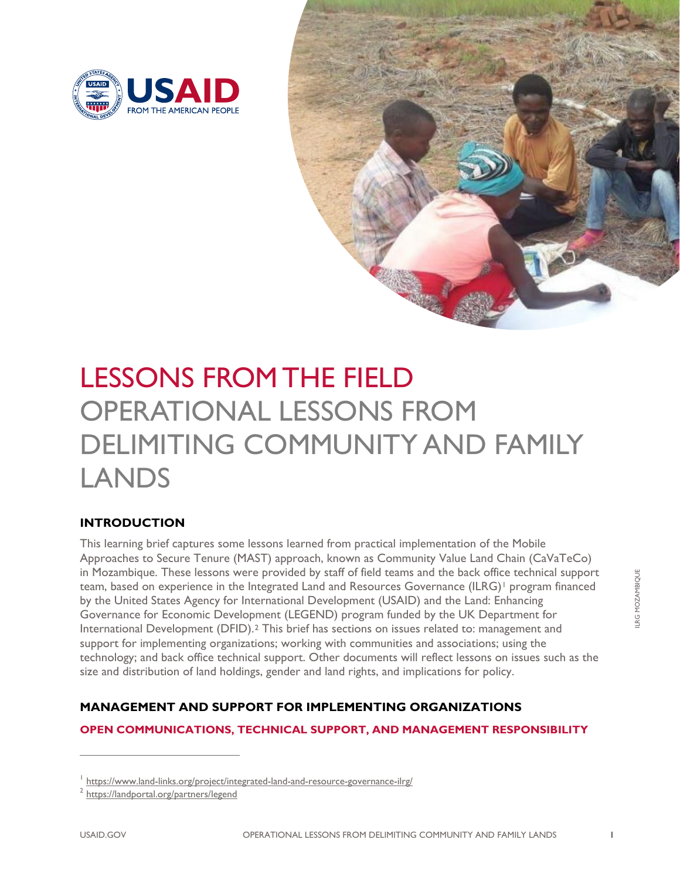# LESSONS FROM THE FIELD

# OPERATIONAL LESSONS FROM DELIMITING COMMUNITY AND FAMILY LANDS

## INTRODUCTION

This learning brief captures some lessons learned from practical implementation of the Mobile Approaches to Secure Tenure (MAST) approach, known as Community Value Land Chain (CaVaTeCo) in Mozambique. These lessons were provided by staff of field teams and the back office technical support team, based on experience in the Integrated Land and Resources Governance (ILRG)[1] program financed by the United States Agency for International Development (USAID) and the Land: Enhancing Governance for Economic Development (LEGEND) program funded by the UK Department for International Development (DFID).[2] This brief has sections on issues related to: management and support for implementing organizations; working with communities and associations; using the technology; and back office technical support. Other documents will reflect lessons on issues such as the size and distribution of land holdings, gender and land rights, and implications for policy.

## MANAGEMENT AND SUPPORT FOR IMPLEMENTING ORGANIZATIONS

### OPEN COMMUNICATIONS, TECHNICAL SUPPORT, AND MANAGEMENT RESPONSIBILITY

---

[1] https://www.land-links.org/project/integrated-land-and-resource-governance-ilrg/

[2] https://landportal.org/partners/legend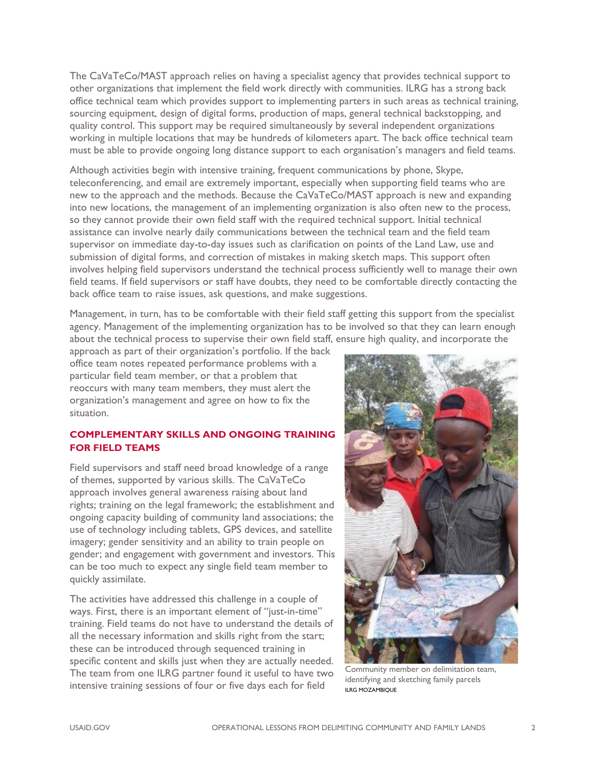The CaVaTeCo/MAST approach relies on having a specialist agency that provides technical support to other organizations that implement the field work directly with communities. ILRG has a strong back office technical team which provides support to implementing parters in such areas as technical training, sourcing equipment, design of digital forms, production of maps, general technical backstopping, and quality control. This support may be required simultaneously by several independent organizations working in multiple locations that may be hundreds of kilometers apart. The back office technical team must be able to provide ongoing long distance support to each organisation's managers and field teams.

Although activities begin with intensive training, frequent communications by phone, Skype, teleconferencing, and email are extremely important, especially when supporting field teams who are new to the approach and the methods. Because the CaVaTeCo/MAST approach is new and expanding into new locations, the management of an implementing organization is also often new to the process, so they cannot provide their own field staff with the required technical support. Initial technical assistance can involve nearly daily communications between the technical team and the field team supervisor on immediate day-to-day issues such as clarification on points of the Land Law, use and submission of digital forms, and correction of mistakes in making sketch maps. This support often involves helping field supervisors understand the technical process sufficiently well to manage their own field teams. If field supervisors or staff have doubts, they need to be comfortable directly contacting the back office team to raise issues, ask questions, and make suggestions.

Management, in turn, has to be comfortable with their field staff getting this support from the specialist agency. Management of the implementing organization has to be involved so that they can learn enough about the technical process to supervise their own field staff, ensure high quality, and incorporate the approach as part of their organization's portfolio. If the back office team notes repeated performance problems with a particular field team member, or that a problem that reoccurs with many team members, they must alert the organization's management and agree on how to fix the situation.

## COMPLEMENTARY SKILLS AND ONGOING TRAINING FOR FIELD TEAMS

Field supervisors and staff need broad knowledge of a range of themes, supported by various skills. The CaVaTeCo approach involves general awareness raising about land rights; training on the legal framework; the establishment and ongoing capacity building of community land associations; the use of technology including tablets, GPS devices, and satellite imagery; gender sensitivity and an ability to train people on gender; and engagement with government and investors. This can be too much to expect any single field team member to quickly assimilate.

The activities have addressed this challenge in a couple of ways. First, there is an important element of "just-in-time" training. Field teams do not have to understand the details of all the necessary information and skills right from the start; these can be introduced through sequenced training in specific content and skills just when they are actually needed. The team from one ILRG partner found it useful to have two intensive training sessions of four or five days each for field

Community member on delimitation team, identifying and sketching family parcels
ILRG MOZAMBIQUE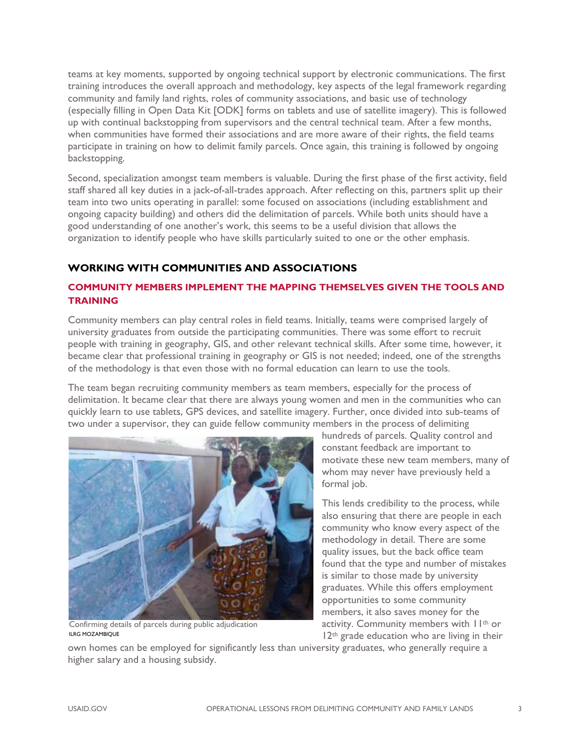teams at key moments, supported by ongoing technical support by electronic communications. The first training introduces the overall approach and methodology, key aspects of the legal framework regarding community and family land rights, roles of community associations, and basic use of technology (especially filling in Open Data Kit [ODK] forms on tablets and use of satellite imagery). This is followed up with continual backstopping from supervisors and the central technical team. After a few months, when communities have formed their associations and are more aware of their rights, the field teams participate in training on how to delimit family parcels. Once again, this training is followed by ongoing backstopping.

Second, specialization amongst team members is valuable. During the first phase of the first activity, field staff shared all key duties in a jack-of-all-trades approach. After reflecting on this, partners split up their team into two units operating in parallel: some focused on associations (including establishment and ongoing capacity building) and others did the delimitation of parcels. While both units should have a good understanding of one another's work, this seems to be a useful division that allows the organization to identify people who have skills particularly suited to one or the other emphasis.

## WORKING WITH COMMUNITIES AND ASSOCIATIONS

### COMMUNITY MEMBERS IMPLEMENT THE MAPPING THEMSELVES GIVEN THE TOOLS AND TRAINING

Community members can play central roles in field teams. Initially, teams were comprised largely of university graduates from outside the participating communities. There was some effort to recruit people with training in geography, GIS, and other relevant technical skills. After some time, however, it became clear that professional training in geography or GIS is not needed; indeed, one of the strengths of the methodology is that even those with no formal education can learn to use the tools.

The team began recruiting community members as team members, especially for the process of delimitation. It became clear that there are always young women and men in the communities who can quickly learn to use tablets, GPS devices, and satellite imagery. Further, once divided into sub-teams of two under a supervisor, they can guide fellow community members in the process of delimiting hundreds of parcels. Quality control and constant feedback are important to motivate these new team members, many of whom may never have previously held a formal job.

Confirming details of parcels during public adjudication
ILRG MOZAMBIQUE

This lends credibility to the process, while also ensuring that there are people in each community who know every aspect of the methodology in detail. There are some quality issues, but the back office team found that the type and number of mistakes is similar to those made by university graduates. While this offers employment opportunities to some community members, it also saves money for the activity. Community members with 11th or 12th grade education who are living in their own homes can be employed for significantly less than university graduates, who generally require a higher salary and a housing subsidy.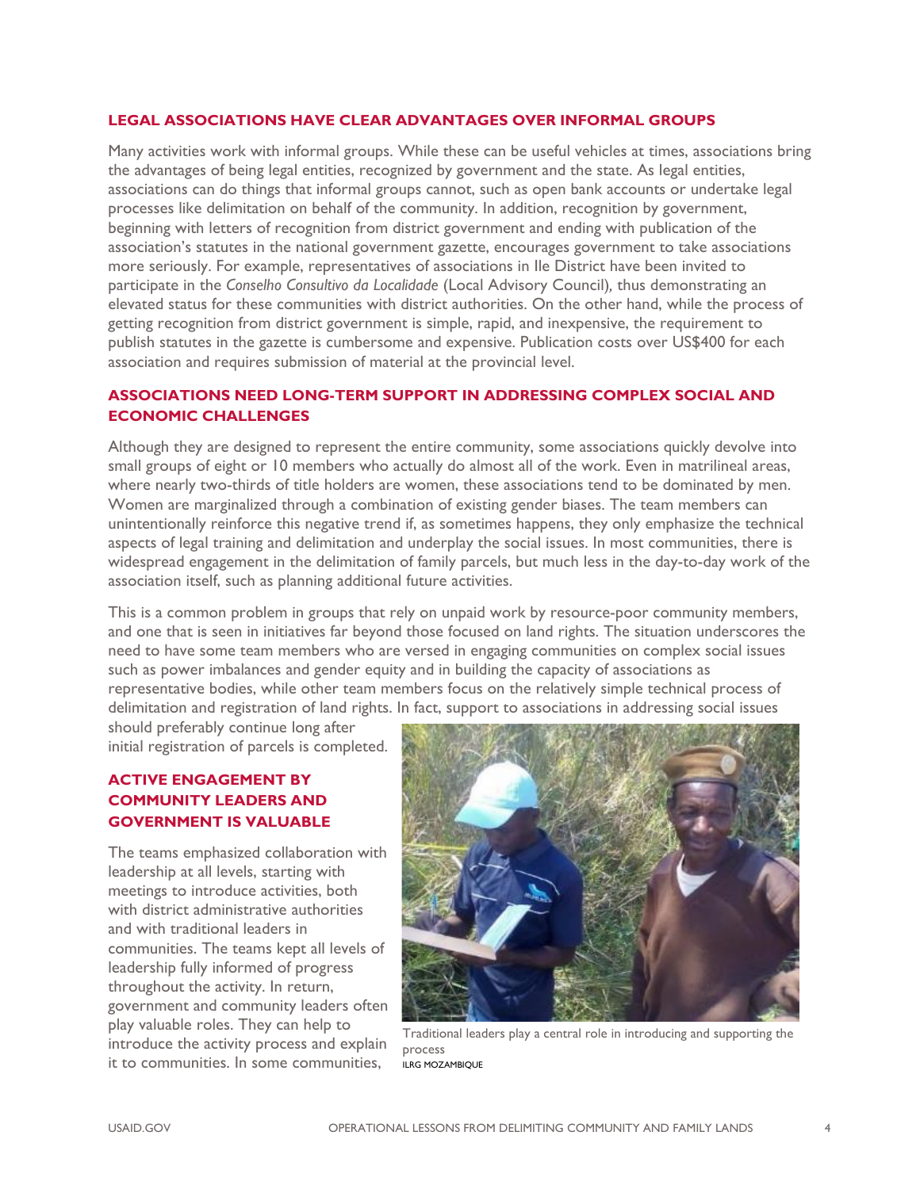## LEGAL ASSOCIATIONS HAVE CLEAR ADVANTAGES OVER INFORMAL GROUPS

Many activities work with informal groups. While these can be useful vehicles at times, associations bring the advantages of being legal entities, recognized by government and the state. As legal entities, associations can do things that informal groups cannot, such as open bank accounts or undertake legal processes like delimitation on behalf of the community. In addition, recognition by government, beginning with letters of recognition from district government and ending with publication of the association's statutes in the national government gazette, encourages government to take associations more seriously. For example, representatives of associations in Ile District have been invited to participate in the *Conselho Consultivo da Localidade* (Local Advisory Council), thus demonstrating an elevated status for these communities with district authorities. On the other hand, while the process of getting recognition from district government is simple, rapid, and inexpensive, the requirement to publish statutes in the gazette is cumbersome and expensive. Publication costs over US$400 for each association and requires submission of material at the provincial level.

## ASSOCIATIONS NEED LONG-TERM SUPPORT IN ADDRESSING COMPLEX SOCIAL AND ECONOMIC CHALLENGES

Although they are designed to represent the entire community, some associations quickly devolve into small groups of eight or 10 members who actually do almost all of the work. Even in matrilineal areas, where nearly two-thirds of title holders are women, these associations tend to be dominated by men. Women are marginalized through a combination of existing gender biases. The team members can unintentionally reinforce this negative trend if, as sometimes happens, they only emphasize the technical aspects of legal training and delimitation and underplay the social issues. In most communities, there is widespread engagement in the delimitation of family parcels, but much less in the day-to-day work of the association itself, such as planning additional future activities.

This is a common problem in groups that rely on unpaid work by resource-poor community members, and one that is seen in initiatives far beyond those focused on land rights. The situation underscores the need to have some team members who are versed in engaging communities on complex social issues such as power imbalances and gender equity and in building the capacity of associations as representative bodies, while other team members focus on the relatively simple technical process of delimitation and registration of land rights. In fact, support to associations in addressing social issues should preferably continue long after initial registration of parcels is completed.

## ACTIVE ENGAGEMENT BY COMMUNITY LEADERS AND GOVERNMENT IS VALUABLE

The teams emphasized collaboration with leadership at all levels, starting with meetings to introduce activities, both with district administrative authorities and with traditional leaders in communities. The teams kept all levels of leadership fully informed of progress throughout the activity. In return, government and community leaders often play valuable roles. They can help to introduce the activity process and explain it to communities. In some communities,

Traditional leaders play a central role in introducing and supporting the process
ILRG MOZAMBIQUE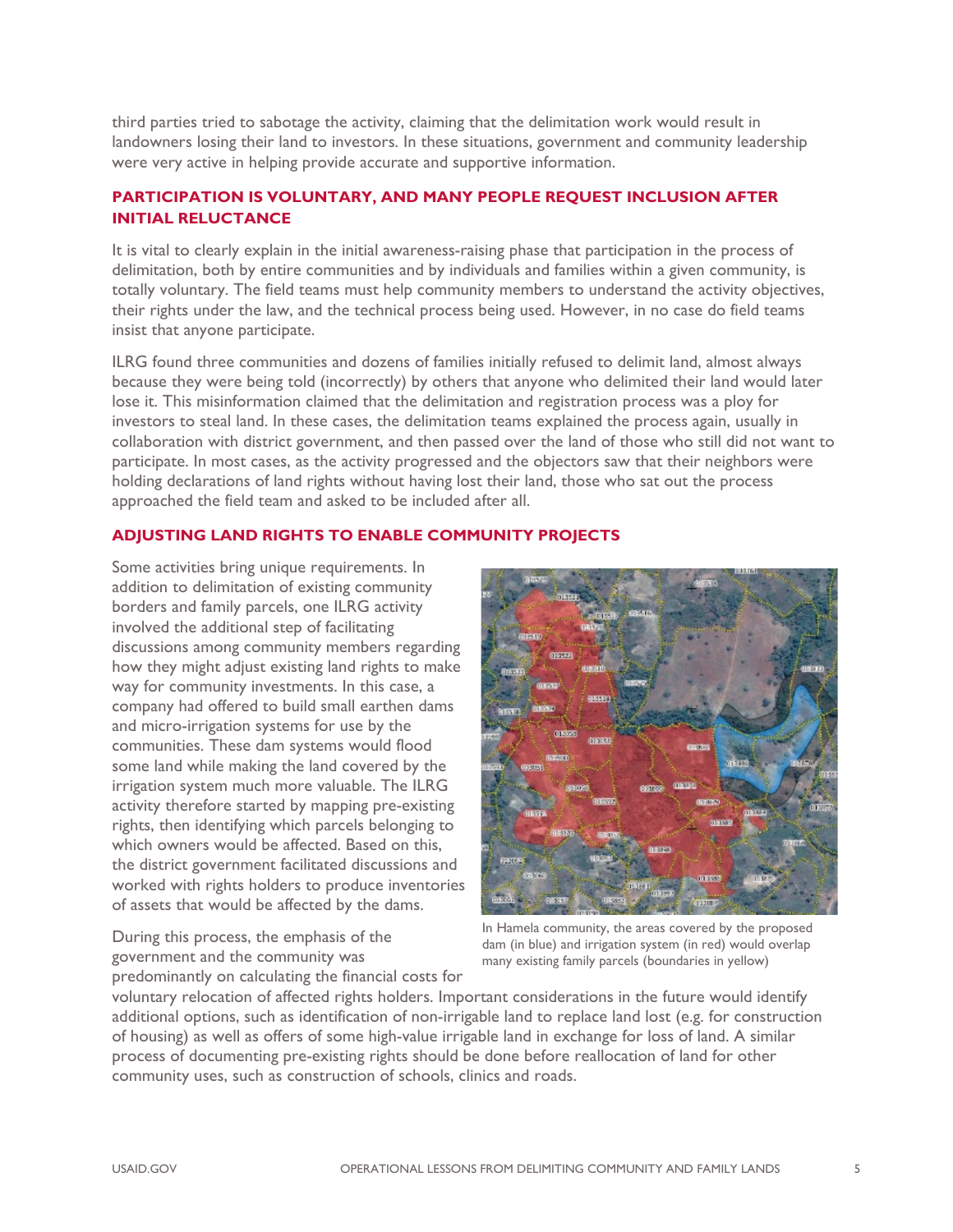third parties tried to sabotage the activity, claiming that the delimitation work would result in landowners losing their land to investors. In these situations, government and community leadership were very active in helping provide accurate and supportive information.

## PARTICIPATION IS VOLUNTARY, AND MANY PEOPLE REQUEST INCLUSION AFTER INITIAL RELUCTANCE

It is vital to clearly explain in the initial awareness-raising phase that participation in the process of delimitation, both by entire communities and by individuals and families within a given community, is totally voluntary. The field teams must help community members to understand the activity objectives, their rights under the law, and the technical process being used. However, in no case do field teams insist that anyone participate.

ILRG found three communities and dozens of families initially refused to delimit land, almost always because they were being told (incorrectly) by others that anyone who delimited their land would later lose it. This misinformation claimed that the delimitation and registration process was a ploy for investors to steal land. In these cases, the delimitation teams explained the process again, usually in collaboration with district government, and then passed over the land of those who still did not want to participate. In most cases, as the activity progressed and the objectors saw that their neighbors were holding declarations of land rights without having lost their land, those who sat out the process approached the field team and asked to be included after all.

## ADJUSTING LAND RIGHTS TO ENABLE COMMUNITY PROJECTS

Some activities bring unique requirements. In addition to delimitation of existing community borders and family parcels, one ILRG activity involved the additional step of facilitating discussions among community members regarding how they might adjust existing land rights to make way for community investments. In this case, a company had offered to build small earthen dams and micro-irrigation systems for use by the communities. These dam systems would flood some land while making the land covered by the irrigation system much more valuable. The ILRG activity therefore started by mapping pre-existing rights, then identifying which parcels belonging to which owners would be affected. Based on this, the district government facilitated discussions and worked with rights holders to produce inventories of assets that would be affected by the dams.

In Hamela community, the areas covered by the proposed dam (in blue) and irrigation system (in red) would overlap many existing family parcels (boundaries in yellow)

During this process, the emphasis of the government and the community was predominantly on calculating the financial costs for voluntary relocation of affected rights holders. Important considerations in the future would identify additional options, such as identification of non-irrigable land to replace land lost (e.g. for construction of housing) as well as offers of some high-value irrigable land in exchange for loss of land. A similar process of documenting pre-existing rights should be done before reallocation of land for other community uses, such as construction of schools, clinics and roads.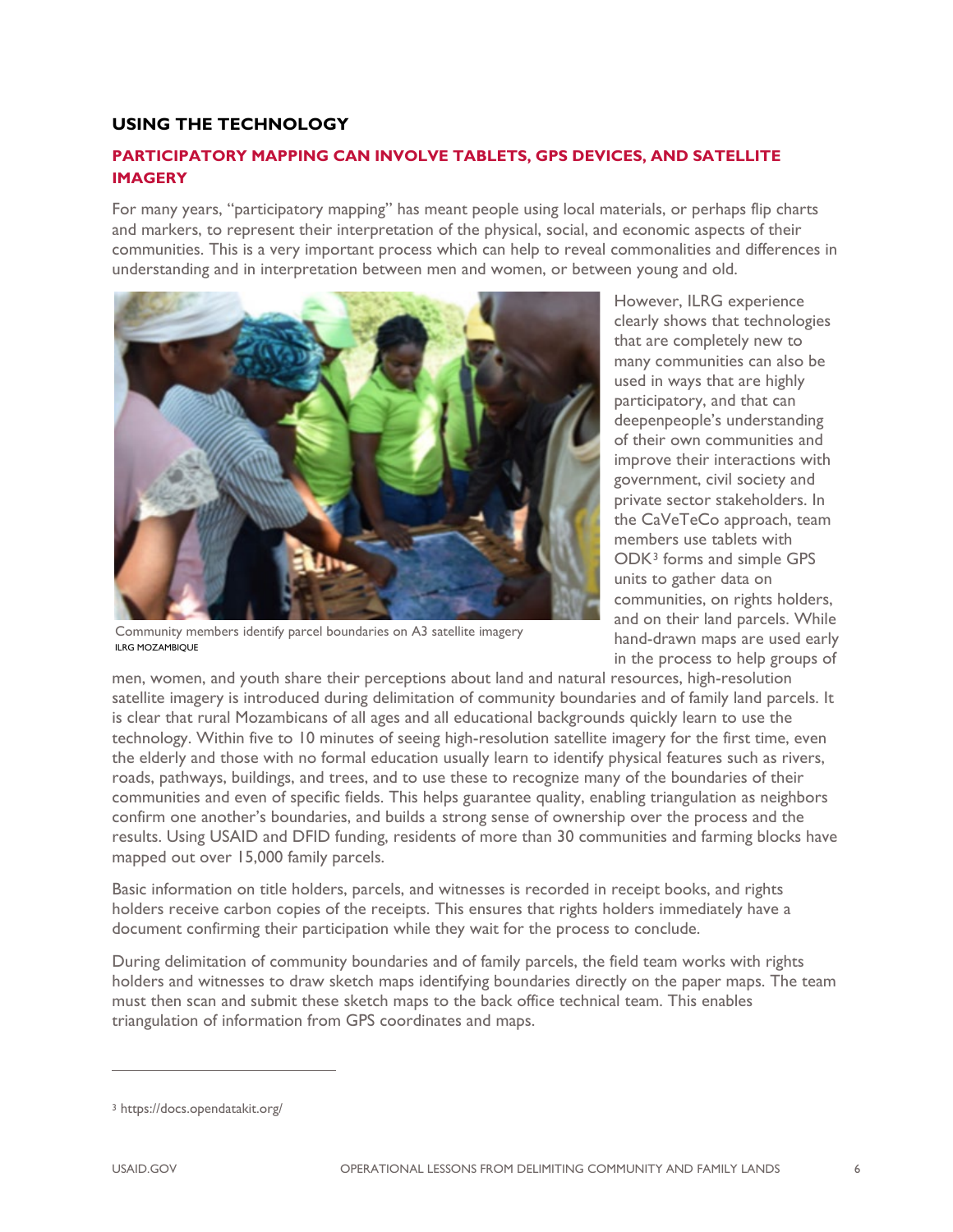## USING THE TECHNOLOGY

### PARTICIPATORY MAPPING CAN INVOLVE TABLETS, GPS DEVICES, AND SATELLITE IMAGERY

For many years, "participatory mapping" has meant people using local materials, or perhaps flip charts and markers, to represent their interpretation of the physical, social, and economic aspects of their communities. This is a very important process which can help to reveal commonalities and differences in understanding and in interpretation between men and women, or between young and old.

Community members identify parcel boundaries on A3 satellite imagery
ILRG MOZAMBIQUE

However, ILRG experience clearly shows that technologies that are completely new to many communities can also be used in ways that are highly participatory, and that can deepenpeople's understanding of their own communities and improve their interactions with government, civil society and private sector stakeholders. In the CaVeTeCo approach, team members use tablets with ODK[3] forms and simple GPS units to gather data on communities, on rights holders, and on their land parcels. While hand-drawn maps are used early in the process to help groups of men, women, and youth share their perceptions about land and natural resources, high-resolution satellite imagery is introduced during delimitation of community boundaries and of family land parcels. It is clear that rural Mozambicans of all ages and all educational backgrounds quickly learn to use the technology. Within five to 10 minutes of seeing high-resolution satellite imagery for the first time, even the elderly and those with no formal education usually learn to identify physical features such as rivers, roads, pathways, buildings, and trees, and to use these to recognize many of the boundaries of their communities and even of specific fields. This helps guarantee quality, enabling triangulation as neighbors confirm one another's boundaries, and builds a strong sense of ownership over the process and the results. Using USAID and DFID funding, residents of more than 30 communities and farming blocks have mapped out over 15,000 family parcels.

Basic information on title holders, parcels, and witnesses is recorded in receipt books, and rights holders receive carbon copies of the receipts. This ensures that rights holders immediately have a document confirming their participation while they wait for the process to conclude.

During delimitation of community boundaries and of family parcels, the field team works with rights holders and witnesses to draw sketch maps identifying boundaries directly on the paper maps. The team must then scan and submit these sketch maps to the back office technical team. This enables triangulation of information from GPS coordinates and maps.

---

[3] https://docs.opendatakit.org/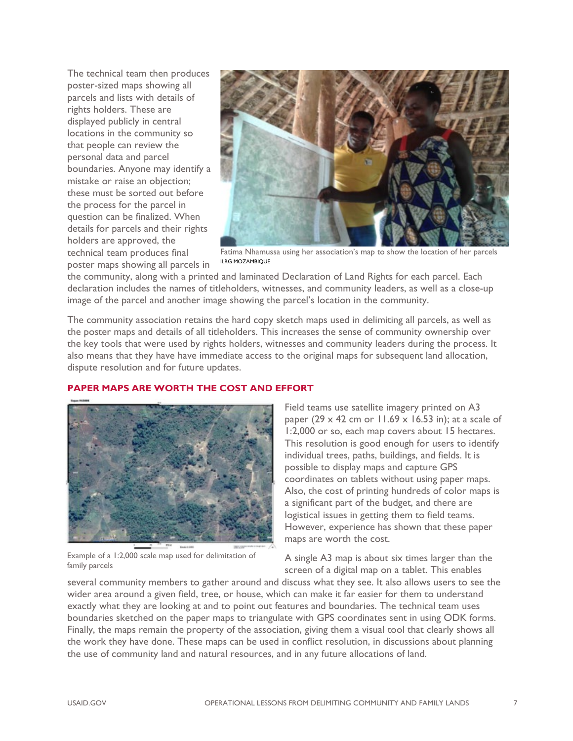The technical team then produces poster-sized maps showing all parcels and lists with details of rights holders. These are displayed publicly in central locations in the community so that people can review the personal data and parcel boundaries. Anyone may identify a mistake or raise an objection; these must be sorted out before the process for the parcel in question can be finalized. When details for parcels and their rights holders are approved, the technical team produces final poster maps showing all parcels in the community, along with a printed and laminated Declaration of Land Rights for each parcel. Each declaration includes the names of titleholders, witnesses, and community leaders, as well as a close-up image of the parcel and another image showing the parcel's location in the community.

Fatima Nhamussa using her association's map to show the location of her parcels
ILRG MOZAMBIQUE

The community association retains the hard copy sketch maps used in delimiting all parcels, as well as the poster maps and details of all titleholders. This increases the sense of community ownership over the key tools that were used by rights holders, witnesses and community leaders during the process. It also means that they have have immediate access to the original maps for subsequent land allocation, dispute resolution and for future updates.

## PAPER MAPS ARE WORTH THE COST AND EFFORT

Field teams use satellite imagery printed on A3 paper (29 x 42 cm or 11.69 x 16.53 in); at a scale of 1:2,000 or so, each map covers about 15 hectares. This resolution is good enough for users to identify individual trees, paths, buildings, and fields. It is possible to display maps and capture GPS coordinates on tablets without using paper maps. Also, the cost of printing hundreds of color maps is a significant part of the budget, and there are logistical issues in getting them to field teams. However, experience has shown that these paper maps are worth the cost.

Example of a 1:2,000 scale map used for delimitation of family parcels

A single A3 map is about six times larger than the screen of a digital map on a tablet. This enables several community members to gather around and discuss what they see. It also allows users to see the wider area around a given field, tree, or house, which can make it far easier for them to understand exactly what they are looking at and to point out features and boundaries. The technical team uses boundaries sketched on the paper maps to triangulate with GPS coordinates sent in using ODK forms. Finally, the maps remain the property of the association, giving them a visual tool that clearly shows all the work they have done. These maps can be used in conflict resolution, in discussions about planning the use of community land and natural resources, and in any future allocations of land.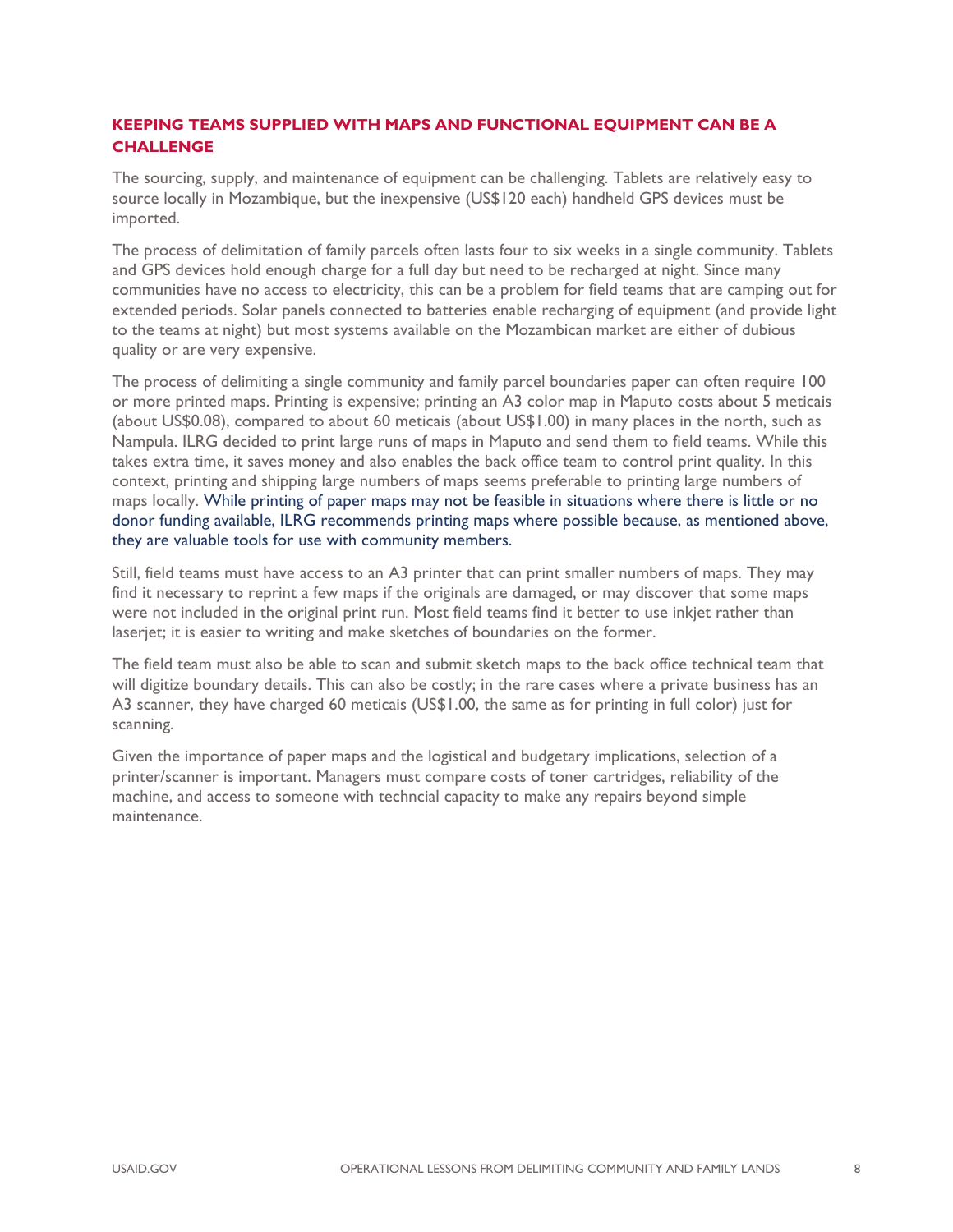## KEEPING TEAMS SUPPLIED WITH MAPS AND FUNCTIONAL EQUIPMENT CAN BE A CHALLENGE

The sourcing, supply, and maintenance of equipment can be challenging. Tablets are relatively easy to source locally in Mozambique, but the inexpensive (US$120 each) handheld GPS devices must be imported.

The process of delimitation of family parcels often lasts four to six weeks in a single community. Tablets and GPS devices hold enough charge for a full day but need to be recharged at night. Since many communities have no access to electricity, this can be a problem for field teams that are camping out for extended periods. Solar panels connected to batteries enable recharging of equipment (and provide light to the teams at night) but most systems available on the Mozambican market are either of dubious quality or are very expensive.

The process of delimiting a single community and family parcel boundaries paper can often require 100 or more printed maps. Printing is expensive; printing an A3 color map in Maputo costs about 5 meticais (about US$0.08), compared to about 60 meticais (about US$1.00) in many places in the north, such as Nampula. ILRG decided to print large runs of maps in Maputo and send them to field teams. While this takes extra time, it saves money and also enables the back office team to control print quality. In this context, printing and shipping large numbers of maps seems preferable to printing large numbers of maps locally. While printing of paper maps may not be feasible in situations where there is little or no donor funding available, ILRG recommends printing maps where possible because, as mentioned above, they are valuable tools for use with community members.

Still, field teams must have access to an A3 printer that can print smaller numbers of maps. They may find it necessary to reprint a few maps if the originals are damaged, or may discover that some maps were not included in the original print run. Most field teams find it better to use inkjet rather than laserjet; it is easier to writing and make sketches of boundaries on the former.

The field team must also be able to scan and submit sketch maps to the back office technical team that will digitize boundary details. This can also be costly; in the rare cases where a private business has an A3 scanner, they have charged 60 meticais (US$1.00, the same as for printing in full color) just for scanning.

Given the importance of paper maps and the logistical and budgetary implications, selection of a printer/scanner is important. Managers must compare costs of toner cartridges, reliability of the machine, and access to someone with techncial capacity to make any repairs beyond simple maintenance.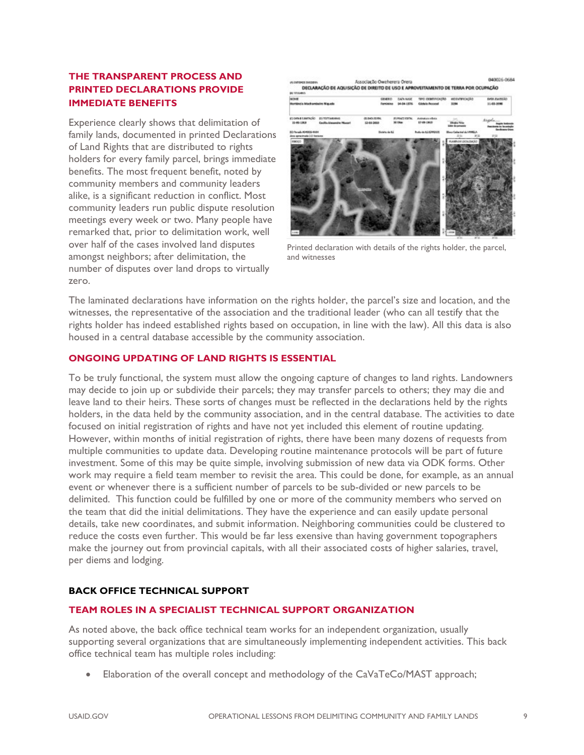## THE TRANSPARENT PROCESS AND PRINTED DECLARATIONS PROVIDE IMMEDIATE BENEFITS

Experience clearly shows that delimitation of family lands, documented in printed Declarations of Land Rights that are distributed to rights holders for every family parcel, brings immediate benefits. The most frequent benefit, noted by community members and community leaders alike, is a significant reduction in conflict. Most community leaders run public dispute resolution meetings every week or two. Many people have remarked that, prior to delimitation work, well over half of the cases involved land disputes amongst neighbors; after delimitation, the number of disputes over land drops to virtually zero.

Printed declaration with details of the rights holder, the parcel, and witnesses

The laminated declarations have information on the rights holder, the parcel's size and location, and the witnesses, the representative of the association and the traditional leader (who can all testify that the rights holder has indeed established rights based on occupation, in line with the law). All this data is also housed in a central database accessible by the community association.

## ONGOING UPDATING OF LAND RIGHTS IS ESSENTIAL

To be truly functional, the system must allow the ongoing capture of changes to land rights. Landowners may decide to join up or subdivide their parcels; they may transfer parcels to others; they may die and leave land to their heirs. These sorts of changes must be reflected in the declarations held by the rights holders, in the data held by the community association, and in the central database. The activities to date focused on initial registration of rights and have not yet included this element of routine updating. However, within months of initial registration of rights, there have been many dozens of requests from multiple communities to update data. Developing routine maintenance protocols will be part of future investment. Some of this may be quite simple, involving submission of new data via ODK forms. Other work may require a field team member to revisit the area. This could be done, for example, as an annual event or whenever there is a sufficient number of parcels to be sub-divided or new parcels to be delimited. This function could be fulfilled by one or more of the community members who served on the team that did the initial delimitations. They have the experience and can easily update personal details, take new coordinates, and submit information. Neighboring communities could be clustered to reduce the costs even further. This would be far less exensive than having government topographers make the journey out from provincial capitals, with all their associated costs of higher salaries, travel, per diems and lodging.

# BACK OFFICE TECHNICAL SUPPORT

## TEAM ROLES IN A SPECIALIST TECHNICAL SUPPORT ORGANIZATION

As noted above, the back office technical team works for an independent organization, usually supporting several organizations that are simultaneously implementing independent activities. This back office technical team has multiple roles including:

- Elaboration of the overall concept and methodology of the CaVaTeCo/MAST approach;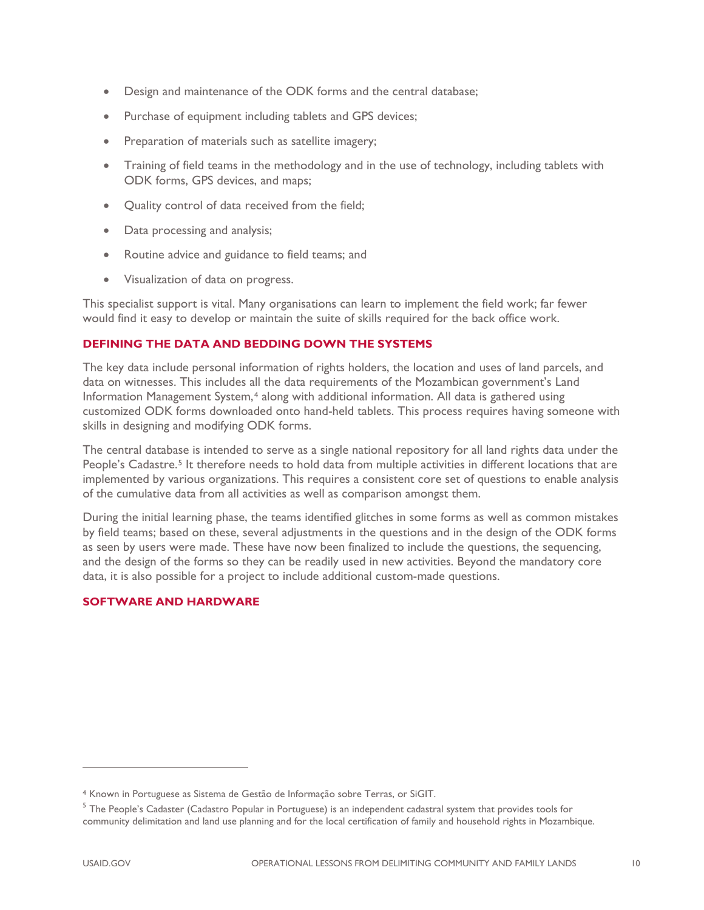- Design and maintenance of the ODK forms and the central database;
- Purchase of equipment including tablets and GPS devices;
- Preparation of materials such as satellite imagery;
- Training of field teams in the methodology and in the use of technology, including tablets with ODK forms, GPS devices, and maps;
- Quality control of data received from the field;
- Data processing and analysis;
- Routine advice and guidance to field teams; and
- Visualization of data on progress.

This specialist support is vital. Many organisations can learn to implement the field work; far fewer would find it easy to develop or maintain the suite of skills required for the back office work.

### DEFINING THE DATA AND BEDDING DOWN THE SYSTEMS

The key data include personal information of rights holders, the location and uses of land parcels, and data on witnesses. This includes all the data requirements of the Mozambican government's Land Information Management System,[4] along with additional information. All data is gathered using customized ODK forms downloaded onto hand-held tablets. This process requires having someone with skills in designing and modifying ODK forms.

The central database is intended to serve as a single national repository for all land rights data under the People's Cadastre.[5] It therefore needs to hold data from multiple activities in different locations that are implemented by various organizations. This requires a consistent core set of questions to enable analysis of the cumulative data from all activities as well as comparison amongst them.

During the initial learning phase, the teams identified glitches in some forms as well as common mistakes by field teams; based on these, several adjustments in the questions and in the design of the ODK forms as seen by users were made. These have now been finalized to include the questions, the sequencing, and the design of the forms so they can be readily used in new activities. Beyond the mandatory core data, it is also possible for a project to include additional custom-made questions.

### SOFTWARE AND HARDWARE

---

[4] Known in Portuguese as Sistema de Gestão de Informação sobre Terras, or SiGIT.

[5] The People's Cadaster (Cadastro Popular in Portuguese) is an independent cadastral system that provides tools for community delimitation and land use planning and for the local certification of family and household rights in Mozambique.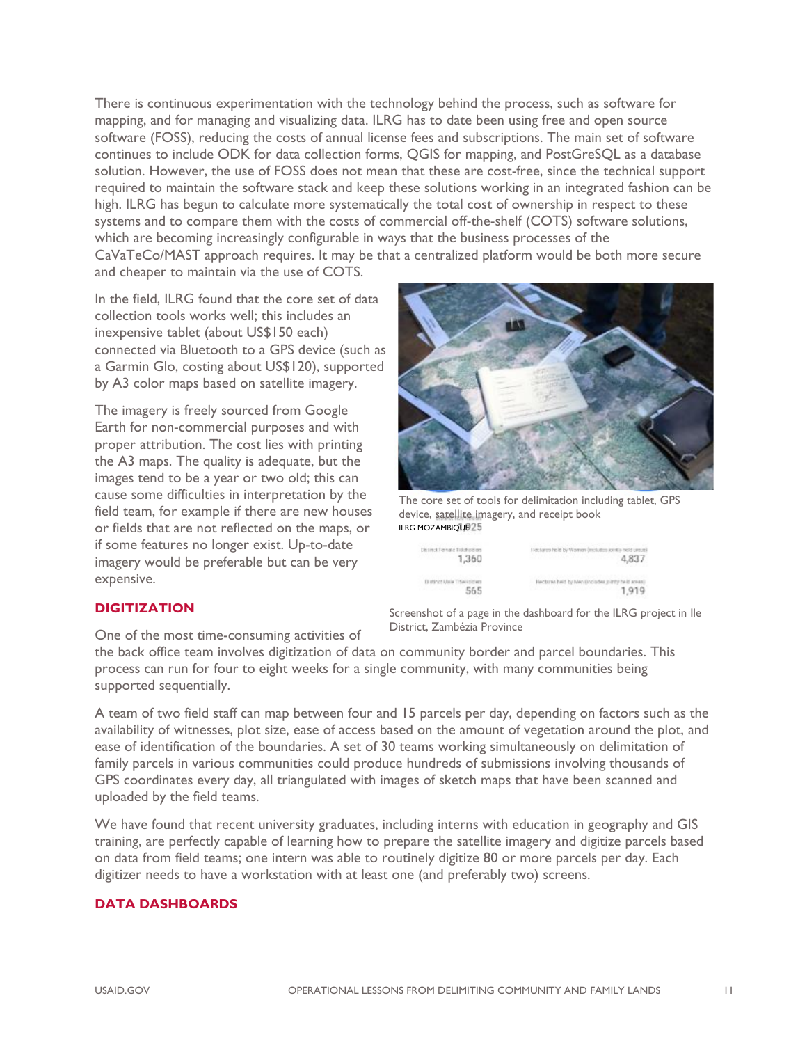There is continuous experimentation with the technology behind the process, such as software for mapping, and for managing and visualizing data. ILRG has to date been using free and open source software (FOSS), reducing the costs of annual license fees and subscriptions. The main set of software continues to include ODK for data collection forms, QGIS for mapping, and PostGreSQL as a database solution. However, the use of FOSS does not mean that these are cost-free, since the technical support required to maintain the software stack and keep these solutions working in an integrated fashion can be high. ILRG has begun to calculate more systematically the total cost of ownership in respect to these systems and to compare them with the costs of commercial off-the-shelf (COTS) software solutions, which are becoming increasingly configurable in ways that the business processes of the CaVaTeCo/MAST approach requires. It may be that a centralized platform would be both more secure and cheaper to maintain via the use of COTS.

In the field, ILRG found that the core set of data collection tools works well; this includes an inexpensive tablet (about US$150 each) connected via Bluetooth to a GPS device (such as a Garmin Glo, costing about US$120), supported by A3 color maps based on satellite imagery.

The imagery is freely sourced from Google Earth for non-commercial purposes and with proper attribution. The cost lies with printing the A3 maps. The quality is adequate, but the images tend to be a year or two old; this can cause some difficulties in interpretation by the field team, for example if there are new houses or fields that are not reflected on the maps, or if some features no longer exist. Up-to-date imagery would be preferable but can be very expensive.

The core set of tools for delimitation including tablet, GPS device, satellite imagery, and receipt book

ILRG MOZAMBIQUE

| District Female Titleholders | Hectares held by Women (includes jointly held areas) |
|---|---|
| 1,360 | 4,837 |
| **District Male Titleholders** | **Hectares held by Men (includes jointly held areas)** |
| 565 | 1,919 |

Screenshot of a page in the dashboard for the ILRG project in Ile District, Zambézia Province

### DIGITIZATION

One of the most time-consuming activities of the back office team involves digitization of data on community border and parcel boundaries. This process can run for four to eight weeks for a single community, with many communities being supported sequentially.

A team of two field staff can map between four and 15 parcels per day, depending on factors such as the availability of witnesses, plot size, ease of access based on the amount of vegetation around the plot, and ease of identification of the boundaries. A set of 30 teams working simultaneously on delimitation of family parcels in various communities could produce hundreds of submissions involving thousands of GPS coordinates every day, all triangulated with images of sketch maps that have been scanned and uploaded by the field teams.

We have found that recent university graduates, including interns with education in geography and GIS training, are perfectly capable of learning how to prepare the satellite imagery and digitize parcels based on data from field teams; one intern was able to routinely digitize 80 or more parcels per day. Each digitizer needs to have a workstation with at least one (and preferably two) screens.

### DATA DASHBOARDS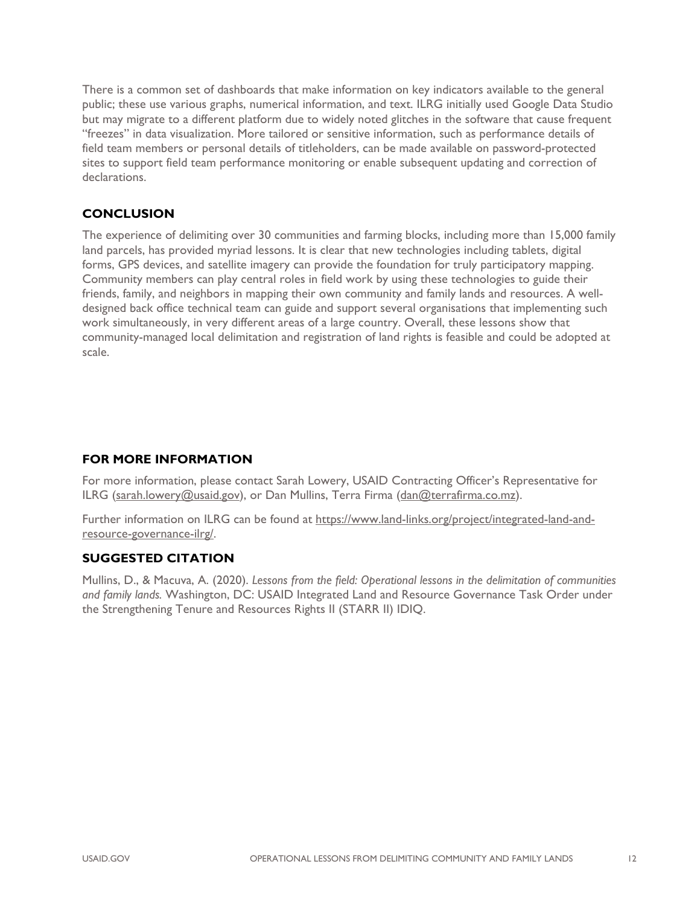There is a common set of dashboards that make information on key indicators available to the general public; these use various graphs, numerical information, and text. ILRG initially used Google Data Studio but may migrate to a different platform due to widely noted glitches in the software that cause frequent "freezes" in data visualization. More tailored or sensitive information, such as performance details of field team members or personal details of titleholders, can be made available on password-protected sites to support field team performance monitoring or enable subsequent updating and correction of declarations.

## CONCLUSION

The experience of delimiting over 30 communities and farming blocks, including more than 15,000 family land parcels, has provided myriad lessons. It is clear that new technologies including tablets, digital forms, GPS devices, and satellite imagery can provide the foundation for truly participatory mapping. Community members can play central roles in field work by using these technologies to guide their friends, family, and neighbors in mapping their own community and family lands and resources. A well-designed back office technical team can guide and support several organisations that implementing such work simultaneously, in very different areas of a large country. Overall, these lessons show that community-managed local delimitation and registration of land rights is feasible and could be adopted at scale.

## FOR MORE INFORMATION

For more information, please contact Sarah Lowery, USAID Contracting Officer's Representative for ILRG (sarah.lowery@usaid.gov), or Dan Mullins, Terra Firma (dan@terrafirma.co.mz).

Further information on ILRG can be found at https://www.land-links.org/project/integrated-land-and-resource-governance-ilrg/.

## SUGGESTED CITATION

Mullins, D., & Macuva, A. (2020). *Lessons from the field: Operational lessons in the delimitation of communities and family lands.* Washington, DC: USAID Integrated Land and Resource Governance Task Order under the Strengthening Tenure and Resources Rights II (STARR II) IDIQ.